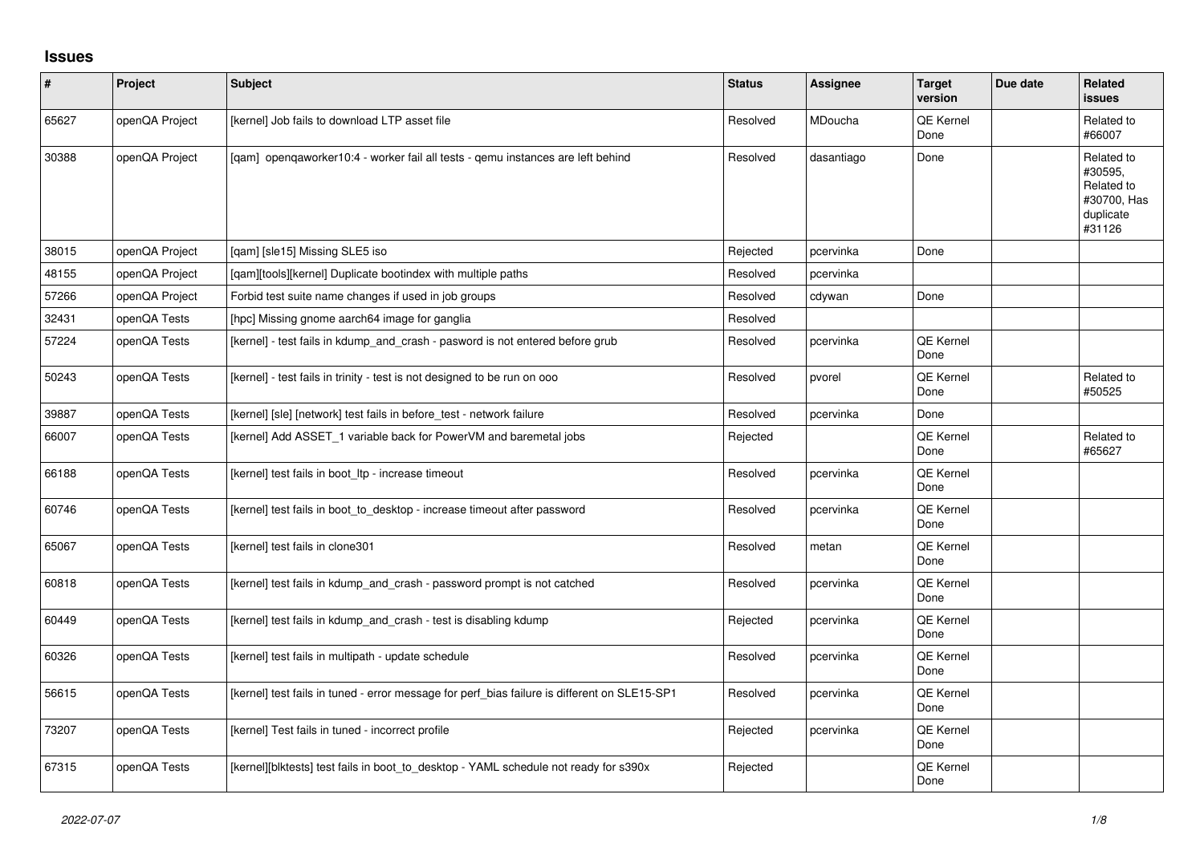## Issues

| # | Project | Subject | Status | Assignee | Target version | Due date | Related issues |
|---|---|---|---|---|---|---|---|
| 65627 | openQA Project | [kernel] Job fails to download LTP asset file | Resolved | MDoucha | QE Kernel Done | | Related to #66007 |
| 30388 | openQA Project | [qam] openqaworker10:4 - worker fail all tests - qemu instances are left behind | Resolved | dasantiago | Done | | Related to #30595, Related to #30700, Has duplicate #31126 |
| 38015 | openQA Project | [qam] [sle15] Missing SLE5 iso | Rejected | pcervinka | Done | | |
| 48155 | openQA Project | [qam][tools][kernel] Duplicate bootindex with multiple paths | Resolved | pcervinka | | | |
| 57266 | openQA Project | Forbid test suite name changes if used in job groups | Resolved | cdywan | Done | | |
| 32431 | openQA Tests | [hpc] Missing gnome aarch64 image for ganglia | Resolved | | | | |
| 57224 | openQA Tests | [kernel] - test fails in kdump_and_crash - pasword is not entered before grub | Resolved | pcervinka | QE Kernel Done | | |
| 50243 | openQA Tests | [kernel] - test fails in trinity - test is not designed to be run on ooo | Resolved | pvorel | QE Kernel Done | | Related to #50525 |
| 39887 | openQA Tests | [kernel] [sle] [network] test fails in before_test - network failure | Resolved | pcervinka | Done | | |
| 66007 | openQA Tests | [kernel] Add ASSET_1 variable back for PowerVM and baremetal jobs | Rejected | | QE Kernel Done | | Related to #65627 |
| 66188 | openQA Tests | [kernel] test fails in boot_ltp - increase timeout | Resolved | pcervinka | QE Kernel Done | | |
| 60746 | openQA Tests | [kernel] test fails in boot_to_desktop - increase timeout after password | Resolved | pcervinka | QE Kernel Done | | |
| 65067 | openQA Tests | [kernel] test fails in clone301 | Resolved | metan | QE Kernel Done | | |
| 60818 | openQA Tests | [kernel] test fails in kdump_and_crash - password prompt is not catched | Resolved | pcervinka | QE Kernel Done | | |
| 60449 | openQA Tests | [kernel] test fails in kdump_and_crash - test is disabling kdump | Rejected | pcervinka | QE Kernel Done | | |
| 60326 | openQA Tests | [kernel] test fails in multipath - update schedule | Resolved | pcervinka | QE Kernel Done | | |
| 56615 | openQA Tests | [kernel] test fails in tuned - error message for perf_bias failure is different on SLE15-SP1 | Resolved | pcervinka | QE Kernel Done | | |
| 73207 | openQA Tests | [kernel] Test fails in tuned - incorrect profile | Rejected | pcervinka | QE Kernel Done | | |
| 67315 | openQA Tests | [kernel][blktests] test fails in boot_to_desktop - YAML schedule not ready for s390x | Rejected | | QE Kernel Done | | |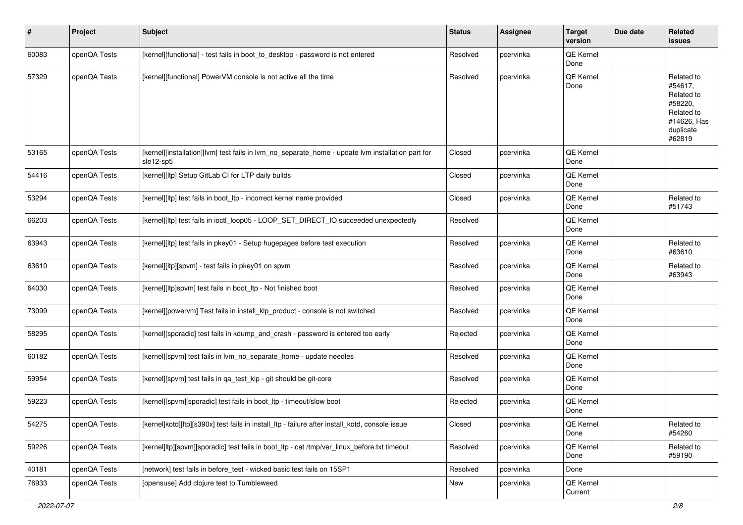| # | Project | Subject | Status | Assignee | Target version | Due date | Related issues |
|---|---|---|---|---|---|---|---|
| 60083 | openQA Tests | [kernel][functional] - test fails in boot_to_desktop - password is not entered | Resolved | pcervinka | QE Kernel Done | | |
| 57329 | openQA Tests | [kernel][functional] PowerVM console is not active all the time | Resolved | pcervinka | QE Kernel Done | | Related to #54617, Related to #58220, Related to #14626, Has duplicate #62819 |
| 53165 | openQA Tests | [kernel][installation][lvm] test fails in lvm_no_separate_home - update lvm installation part for sle12-sp5 | Closed | pcervinka | QE Kernel Done | | |
| 54416 | openQA Tests | [kernel][ltp] Setup GitLab CI for LTP daily builds | Closed | pcervinka | QE Kernel Done | | |
| 53294 | openQA Tests | [kernel][ltp] test fails in boot_ltp - incorrect kernel name provided | Closed | pcervinka | QE Kernel Done | | Related to #51743 |
| 66203 | openQA Tests | [kernel][ltp] test fails in ioctl_loop05 - LOOP_SET_DIRECT_IO succeeded unexpectedly | Resolved | | QE Kernel Done | | |
| 63943 | openQA Tests | [kernel][ltp] test fails in pkey01 - Setup hugepages before test execution | Resolved | pcervinka | QE Kernel Done | | Related to #63610 |
| 63610 | openQA Tests | [kernel][ltp][spvm] - test fails in pkey01 on spvm | Resolved | pcervinka | QE Kernel Done | | Related to #63943 |
| 64030 | openQA Tests | [kernel][ltp]spvm] test fails in boot_ltp - Not finished boot | Resolved | pcervinka | QE Kernel Done | | |
| 73099 | openQA Tests | [kernel][powervm] Test fails in install_klp_product - console is not switched | Resolved | pcervinka | QE Kernel Done | | |
| 58295 | openQA Tests | [kernel][sporadic] test fails in kdump_and_crash - password is entered too early | Rejected | pcervinka | QE Kernel Done | | |
| 60182 | openQA Tests | [kernel][spvm] test fails in lvm_no_separate_home - update needles | Resolved | pcervinka | QE Kernel Done | | |
| 59954 | openQA Tests | [kernel][spvm] test fails in qa_test_klp - git should be git-core | Resolved | pcervinka | QE Kernel Done | | |
| 59223 | openQA Tests | [kernel][spvm][sporadic] test fails in boot_ltp - timeout/slow boot | Rejected | pcervinka | QE Kernel Done | | |
| 54275 | openQA Tests | [kernel]kotd][ltp][s390x] test fails in install_ltp - failure after install_kotd, console issue | Closed | pcervinka | QE Kernel Done | | Related to #54260 |
| 59226 | openQA Tests | [kernel]ltp][spvm][sporadic] test fails in boot_ltp - cat /tmp/ver_linux_before.txt timeout | Resolved | pcervinka | QE Kernel Done | | Related to #59190 |
| 40181 | openQA Tests | [network] test fails in before_test - wicked basic test fails on 15SP1 | Resolved | pcervinka | Done | | |
| 76933 | openQA Tests | [opensuse] Add clojure test to Tumbleweed | New | pcervinka | QE Kernel Current | | |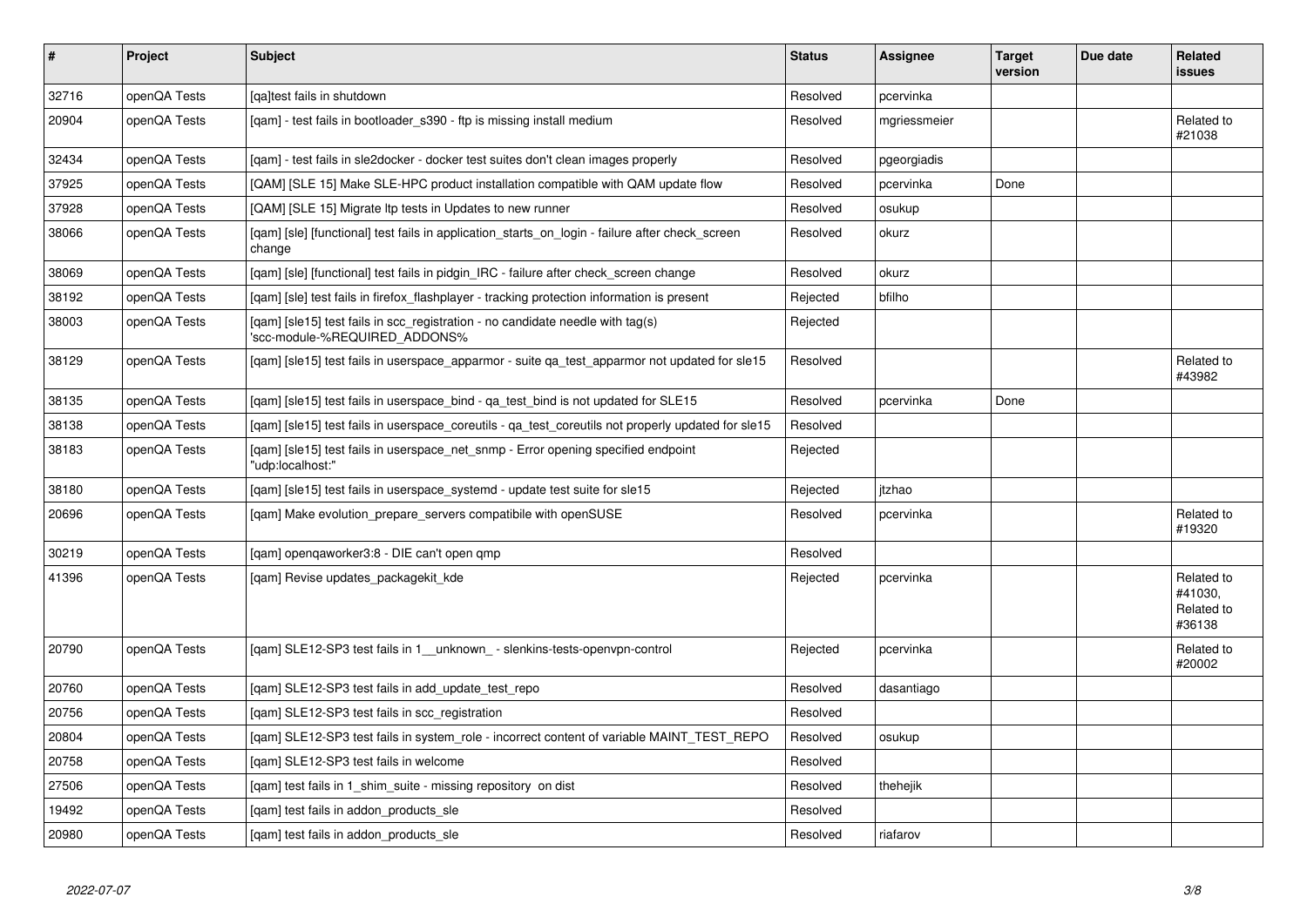| # | Project | Subject | Status | Assignee | Target version | Due date | Related issues |
|---|---|---|---|---|---|---|---|
| 32716 | openQA Tests | [qa]test fails in shutdown | Resolved | pcervinka | | | |
| 20904 | openQA Tests | [qam] - test fails in bootloader_s390 - ftp is missing install medium | Resolved | mgriessmeier | | | Related to #21038 |
| 32434 | openQA Tests | [qam] - test fails in sle2docker - docker test suites don't clean images properly | Resolved | pgeorgiadis | | | |
| 37925 | openQA Tests | [QAM] [SLE 15] Make SLE-HPC product installation compatible with QAM update flow | Resolved | pcervinka | Done | | |
| 37928 | openQA Tests | [QAM] [SLE 15] Migrate ltp tests in Updates to new runner | Resolved | osukup | | | |
| 38066 | openQA Tests | [qam] [sle] [functional] test fails in application_starts_on_login - failure after check_screen change | Resolved | okurz | | | |
| 38069 | openQA Tests | [qam] [sle] [functional] test fails in pidgin_IRC - failure after check_screen change | Resolved | okurz | | | |
| 38192 | openQA Tests | [qam] [sle] test fails in firefox_flashplayer - tracking protection information is present | Rejected | bfilho | | | |
| 38003 | openQA Tests | [qam] [sle15] test fails in scc_registration - no candidate needle with tag(s) 'scc-module-%REQUIRED_ADDONS% | Rejected | | | | |
| 38129 | openQA Tests | [qam] [sle15] test fails in userspace_apparmor - suite qa_test_apparmor not updated for sle15 | Resolved | | | | Related to #43982 |
| 38135 | openQA Tests | [qam] [sle15] test fails in userspace_bind - qa_test_bind is not updated for SLE15 | Resolved | pcervinka | Done | | |
| 38138 | openQA Tests | [qam] [sle15] test fails in userspace_coreutils - qa_test_coreutils not properly updated for sle15 | Resolved | | | | |
| 38183 | openQA Tests | [qam] [sle15] test fails in userspace_net_snmp - Error opening specified endpoint "udp:localhost:" | Rejected | | | | |
| 38180 | openQA Tests | [qam] [sle15] test fails in userspace_systemd - update test suite for sle15 | Rejected | jtzhao | | | |
| 20696 | openQA Tests | [qam] Make evolution_prepare_servers compatibile with openSUSE | Resolved | pcervinka | | | Related to #19320 |
| 30219 | openQA Tests | [qam] openqaworker3:8 - DIE can't open qmp | Resolved | | | | |
| 41396 | openQA Tests | [qam] Revise updates_packagekit_kde | Rejected | pcervinka | | | Related to #41030, Related to #36138 |
| 20790 | openQA Tests | [qam] SLE12-SP3 test fails in 1__unknown_ - slenkins-tests-openvpn-control | Rejected | pcervinka | | | Related to #20002 |
| 20760 | openQA Tests | [qam] SLE12-SP3 test fails in add_update_test_repo | Resolved | dasantiago | | | |
| 20756 | openQA Tests | [qam] SLE12-SP3 test fails in scc_registration | Resolved | | | | |
| 20804 | openQA Tests | [qam] SLE12-SP3 test fails in system_role - incorrect content of variable MAINT_TEST_REPO | Resolved | osukup | | | |
| 20758 | openQA Tests | [qam] SLE12-SP3 test fails in welcome | Resolved | | | | |
| 27506 | openQA Tests | [qam] test fails in 1_shim_suite - missing repository on dist | Resolved | thehejik | | | |
| 19492 | openQA Tests | [qam] test fails in addon_products_sle | Resolved | | | | |
| 20980 | openQA Tests | [qam] test fails in addon_products_sle | Resolved | riafarov | | | |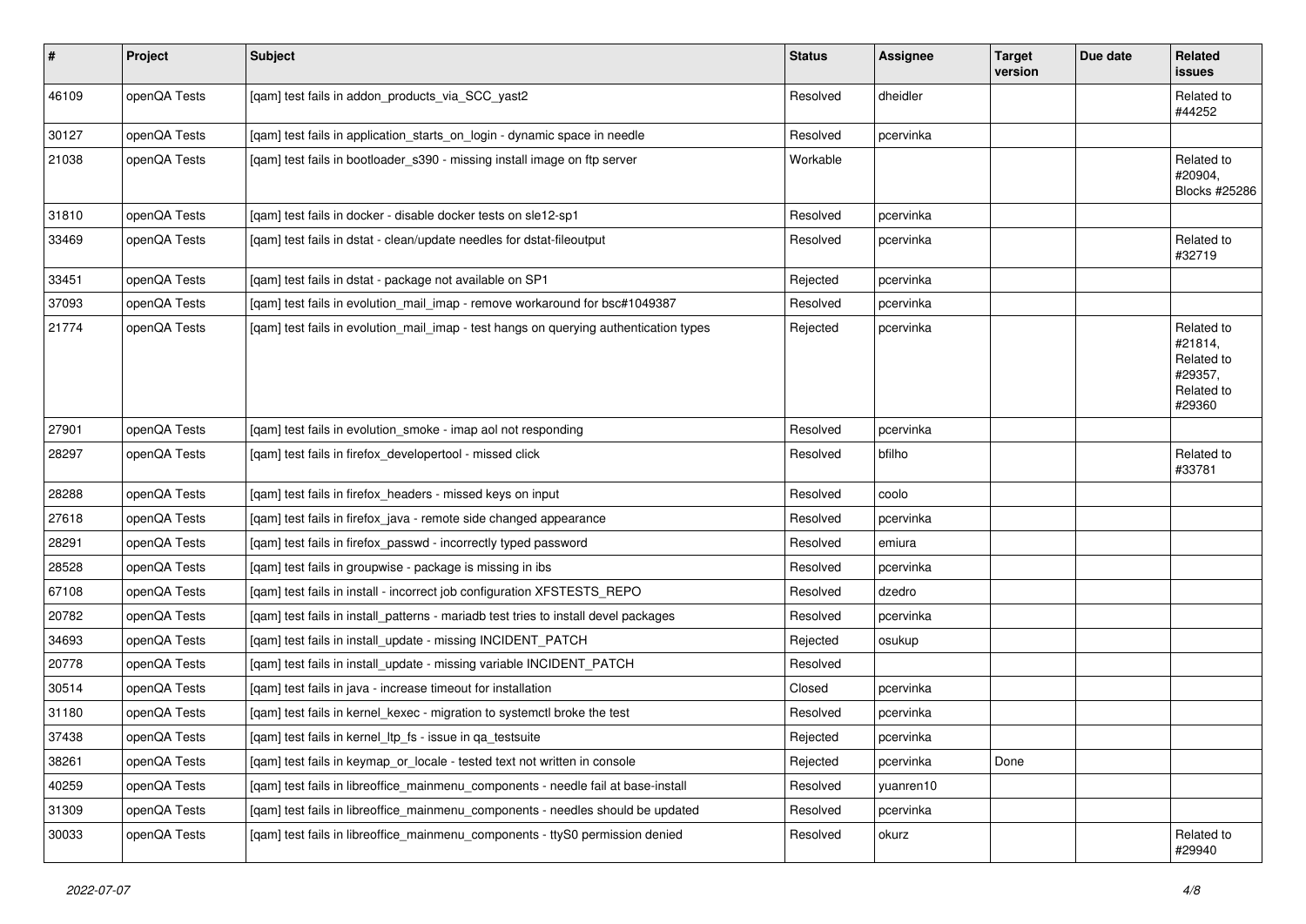| # | Project | Subject | Status | Assignee | Target version | Due date | Related issues |
|---|---|---|---|---|---|---|---|
| 46109 | openQA Tests | [qam] test fails in addon_products_via_SCC_yast2 | Resolved | dheidler | | | Related to #44252 |
| 30127 | openQA Tests | [qam] test fails in application_starts_on_login - dynamic space in needle | Resolved | pcervinka | | | |
| 21038 | openQA Tests | [qam] test fails in bootloader_s390 - missing install image on ftp server | Workable | | | | Related to #20904, Blocks #25286 |
| 31810 | openQA Tests | [qam] test fails in docker - disable docker tests on sle12-sp1 | Resolved | pcervinka | | | |
| 33469 | openQA Tests | [qam] test fails in dstat - clean/update needles for dstat-fileoutput | Resolved | pcervinka | | | Related to #32719 |
| 33451 | openQA Tests | [qam] test fails in dstat - package not available on SP1 | Rejected | pcervinka | | | |
| 37093 | openQA Tests | [qam] test fails in evolution_mail_imap - remove workaround for bsc#1049387 | Resolved | pcervinka | | | |
| 21774 | openQA Tests | [qam] test fails in evolution_mail_imap - test hangs on querying authentication types | Rejected | pcervinka | | | Related to #21814, Related to #29357, Related to #29360 |
| 27901 | openQA Tests | [qam] test fails in evolution_smoke - imap aol not responding | Resolved | pcervinka | | | |
| 28297 | openQA Tests | [qam] test fails in firefox_developertool - missed click | Resolved | bfilho | | | Related to #33781 |
| 28288 | openQA Tests | [qam] test fails in firefox_headers - missed keys on input | Resolved | coolo | | | |
| 27618 | openQA Tests | [qam] test fails in firefox_java - remote side changed appearance | Resolved | pcervinka | | | |
| 28291 | openQA Tests | [qam] test fails in firefox_passwd - incorrectly typed password | Resolved | emiura | | | |
| 28528 | openQA Tests | [qam] test fails in groupwise - package is missing in ibs | Resolved | pcervinka | | | |
| 67108 | openQA Tests | [qam] test fails in install - incorrect job configuration XFSTESTS_REPO | Resolved | dzedro | | | |
| 20782 | openQA Tests | [qam] test fails in install_patterns - mariadb test tries to install devel packages | Resolved | pcervinka | | | |
| 34693 | openQA Tests | [qam] test fails in install_update - missing INCIDENT_PATCH | Rejected | osukup | | | |
| 20778 | openQA Tests | [qam] test fails in install_update - missing variable INCIDENT_PATCH | Resolved | | | | |
| 30514 | openQA Tests | [qam] test fails in java - increase timeout for installation | Closed | pcervinka | | | |
| 31180 | openQA Tests | [qam] test fails in kernel_kexec - migration to systemctl broke the test | Resolved | pcervinka | | | |
| 37438 | openQA Tests | [qam] test fails in kernel_ltp_fs - issue in qa_testsuite | Rejected | pcervinka | | | |
| 38261 | openQA Tests | [qam] test fails in keymap_or_locale - tested text not written in console | Rejected | pcervinka | Done | | |
| 40259 | openQA Tests | [qam] test fails in libreoffice_mainmenu_components - needle fail at base-install | Resolved | yuanren10 | | | |
| 31309 | openQA Tests | [qam] test fails in libreoffice_mainmenu_components - needles should be updated | Resolved | pcervinka | | | |
| 30033 | openQA Tests | [qam] test fails in libreoffice_mainmenu_components - ttyS0 permission denied | Resolved | okurz | | | Related to #29940 |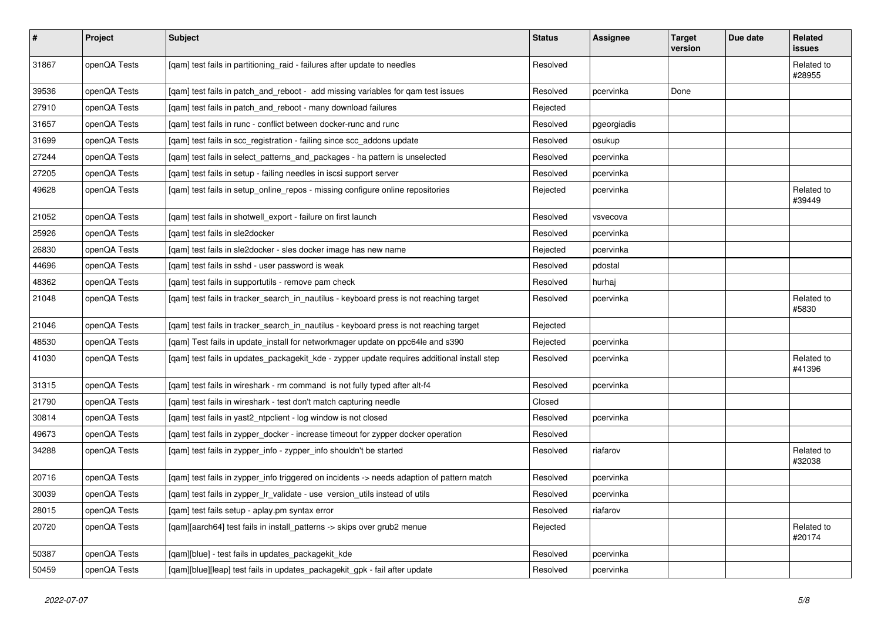| # | Project | Subject | Status | Assignee | Target version | Due date | Related issues |
|---|---|---|---|---|---|---|---|
| 31867 | openQA Tests | [qam] test fails in partitioning_raid - failures after update to needles | Resolved | | | | Related to #28955 |
| 39536 | openQA Tests | [qam] test fails in patch_and_reboot - add missing variables for qam test issues | Resolved | pcervinka | Done | | |
| 27910 | openQA Tests | [qam] test fails in patch_and_reboot - many download failures | Rejected | | | | |
| 31657 | openQA Tests | [qam] test fails in runc - conflict between docker-runc and runc | Resolved | pgeorgiadis | | | |
| 31699 | openQA Tests | [qam] test fails in scc_registration - failing since scc_addons update | Resolved | osukup | | | |
| 27244 | openQA Tests | [qam] test fails in select_patterns_and_packages - ha pattern is unselected | Resolved | pcervinka | | | |
| 27205 | openQA Tests | [qam] test fails in setup - failing needles in iscsi support server | Resolved | pcervinka | | | |
| 49628 | openQA Tests | [qam] test fails in setup_online_repos - missing configure online repositories | Rejected | pcervinka | | | Related to #39449 |
| 21052 | openQA Tests | [qam] test fails in shotwell_export - failure on first launch | Resolved | vsvecova | | | |
| 25926 | openQA Tests | [qam] test fails in sle2docker | Resolved | pcervinka | | | |
| 26830 | openQA Tests | [qam] test fails in sle2docker - sles docker image has new name | Rejected | pcervinka | | | |
| 44696 | openQA Tests | [qam] test fails in sshd - user password is weak | Resolved | pdostal | | | |
| 48362 | openQA Tests | [qam] test fails in supportutils - remove pam check | Resolved | hurhaj | | | |
| 21048 | openQA Tests | [qam] test fails in tracker_search_in_nautilus - keyboard press is not reaching target | Resolved | pcervinka | | | Related to #5830 |
| 21046 | openQA Tests | [qam] test fails in tracker_search_in_nautilus - keyboard press is not reaching target | Rejected | | | | |
| 48530 | openQA Tests | [qam] Test fails in update_install for networkmager update on ppc64le and s390 | Rejected | pcervinka | | | |
| 41030 | openQA Tests | [qam] test fails in updates_packagekit_kde - zypper update requires additional install step | Resolved | pcervinka | | | Related to #41396 |
| 31315 | openQA Tests | [qam] test fails in wireshark - rm command is not fully typed after alt-f4 | Resolved | pcervinka | | | |
| 21790 | openQA Tests | [qam] test fails in wireshark - test don't match capturing needle | Closed | | | | |
| 30814 | openQA Tests | [qam] test fails in yast2_ntpclient - log window is not closed | Resolved | pcervinka | | | |
| 49673 | openQA Tests | [qam] test fails in zypper_docker - increase timeout for zypper docker operation | Resolved | | | | |
| 34288 | openQA Tests | [qam] test fails in zypper_info - zypper_info shouldn't be started | Resolved | riafarov | | | Related to #32038 |
| 20716 | openQA Tests | [qam] test fails in zypper_info triggered on incidents -> needs adaption of pattern match | Resolved | pcervinka | | | |
| 30039 | openQA Tests | [qam] test fails in zypper_lr_validate - use version_utils instead of utils | Resolved | pcervinka | | | |
| 28015 | openQA Tests | [qam] test fails setup - aplay.pm syntax error | Resolved | riafarov | | | |
| 20720 | openQA Tests | [qam][aarch64] test fails in install_patterns -> skips over grub2 menue | Rejected | | | | Related to #20174 |
| 50387 | openQA Tests | [qam][blue] - test fails in updates_packagekit_kde | Resolved | pcervinka | | | |
| 50459 | openQA Tests | [qam][blue][leap] test fails in updates_packagekit_gpk - fail after update | Resolved | pcervinka | | | |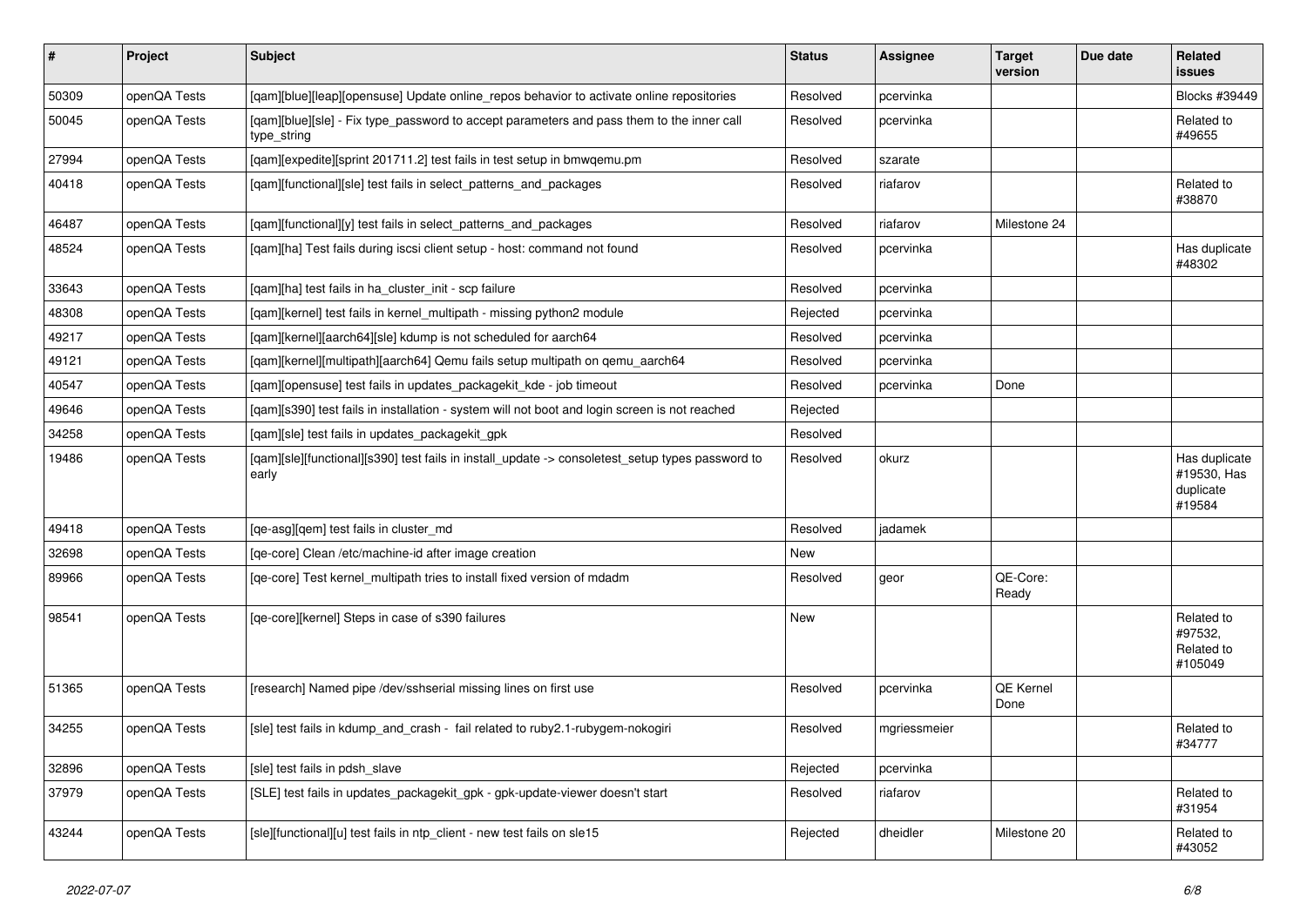| # | Project | Subject | Status | Assignee | Target version | Due date | Related issues |
|---|---|---|---|---|---|---|---|
| 50309 | openQA Tests | [qam][blue][leap][opensuse] Update online_repos behavior to activate online repositories | Resolved | pcervinka | | | Blocks #39449 |
| 50045 | openQA Tests | [qam][blue][sle] - Fix type_password to accept parameters and pass them to the inner call type_string | Resolved | pcervinka | | | Related to #49655 |
| 27994 | openQA Tests | [qam][expedite][sprint 201711.2] test fails in test setup in bmwqemu.pm | Resolved | szarate | | | |
| 40418 | openQA Tests | [qam][functional][sle] test fails in select_patterns_and_packages | Resolved | riafarov | | | Related to #38870 |
| 46487 | openQA Tests | [qam][functional][y] test fails in select_patterns_and_packages | Resolved | riafarov | Milestone 24 | | |
| 48524 | openQA Tests | [qam][ha] Test fails during iscsi client setup - host: command not found | Resolved | pcervinka | | | Has duplicate #48302 |
| 33643 | openQA Tests | [qam][ha] test fails in ha_cluster_init - scp failure | Resolved | pcervinka | | | |
| 48308 | openQA Tests | [qam][kernel] test fails in kernel_multipath - missing python2 module | Rejected | pcervinka | | | |
| 49217 | openQA Tests | [qam][kernel][aarch64][sle] kdump is not scheduled for aarch64 | Resolved | pcervinka | | | |
| 49121 | openQA Tests | [qam][kernel][multipath][aarch64] Qemu fails setup multipath on qemu_aarch64 | Resolved | pcervinka | | | |
| 40547 | openQA Tests | [qam][opensuse] test fails in updates_packagekit_kde - job timeout | Resolved | pcervinka | Done | | |
| 49646 | openQA Tests | [qam][s390] test fails in installation - system will not boot and login screen is not reached | Rejected | | | | |
| 34258 | openQA Tests | [qam][sle] test fails in updates_packagekit_gpk | Resolved | | | | |
| 19486 | openQA Tests | [qam][sle][functional][s390] test fails in install_update -> consoletest_setup types password to early | Resolved | okurz | | | Has duplicate #19530, Has duplicate #19584 |
| 49418 | openQA Tests | [qe-asg][qem] test fails in cluster_md | Resolved | jadamek | | | |
| 32698 | openQA Tests | [qe-core] Clean /etc/machine-id after image creation | New | | | | |
| 89966 | openQA Tests | [qe-core] Test kernel_multipath tries to install fixed version of mdadm | Resolved | geor | QE-Core: Ready | | |
| 98541 | openQA Tests | [qe-core][kernel] Steps in case of s390 failures | New | | | | Related to #97532, Related to #105049 |
| 51365 | openQA Tests | [research] Named pipe /dev/sshserial missing lines on first use | Resolved | pcervinka | QE Kernel Done | | |
| 34255 | openQA Tests | [sle] test fails in kdump_and_crash - fail related to ruby2.1-rubygem-nokogiri | Resolved | mgriessmeier | | | Related to #34777 |
| 32896 | openQA Tests | [sle] test fails in pdsh_slave | Rejected | pcervinka | | | |
| 37979 | openQA Tests | [SLE] test fails in updates_packagekit_gpk - gpk-update-viewer doesn't start | Resolved | riafarov | | | Related to #31954 |
| 43244 | openQA Tests | [sle][functional][u] test fails in ntp_client - new test fails on sle15 | Rejected | dheidler | Milestone 20 | | Related to #43052 |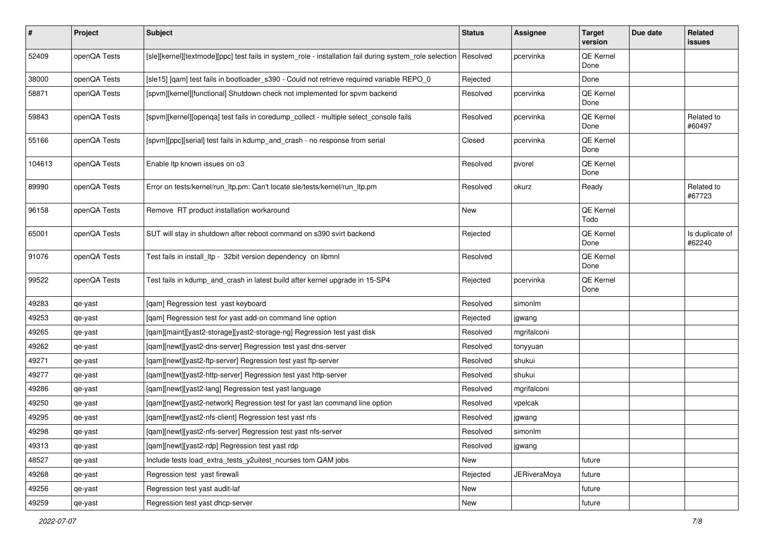| # | Project | Subject | Status | Assignee | Target version | Due date | Related issues |
|---|---|---|---|---|---|---|---|
| 52409 | openQA Tests | [sle][kernel][textmode][ppc] test fails in system_role - installation fail during system_role selection | Resolved | pcervinka | QE Kernel Done | | |
| 38000 | openQA Tests | [sle15] [qam] test fails in bootloader_s390 - Could not retrieve required variable REPO_0 | Rejected | | Done | | |
| 58871 | openQA Tests | [spvm][kernel][functional] Shutdown check not implemented for spvm backend | Resolved | pcervinka | QE Kernel Done | | |
| 59843 | openQA Tests | [spvm][kernel][openqa] test fails in coredump_collect - multiple select_console fails | Resolved | pcervinka | QE Kernel Done | | Related to #60497 |
| 55166 | openQA Tests | [spvm][ppc][serial] test fails in kdump_and_crash - no response from serial | Closed | pcervinka | QE Kernel Done | | |
| 104613 | openQA Tests | Enable ltp known issues on o3 | Resolved | pvorel | QE Kernel Done | | |
| 89990 | openQA Tests | Error on tests/kernel/run_ltp.pm: Can't locate sle/tests/kernel/run_ltp.pm | Resolved | okurz | Ready | | Related to #67723 |
| 96158 | openQA Tests | Remove RT product installation workaround | New | | QE Kernel Todo | | |
| 65001 | openQA Tests | SUT will stay in shutdown after reboot command on s390 svirt backend | Rejected | | QE Kernel Done | | Is duplicate of #62240 |
| 91076 | openQA Tests | Test fails in install_ltp - 32bit version dependency on libmnl | Resolved | | QE Kernel Done | | |
| 99522 | openQA Tests | Test fails in kdump_and_crash in latest build after kernel upgrade in 15-SP4 | Rejected | pcervinka | QE Kernel Done | | |
| 49283 | qe-yast | [qam] Regression test yast keyboard | Resolved | simonlm | | | |
| 49253 | qe-yast | [qam] Regression test for yast add-on command line option | Rejected | jgwang | | | |
| 49265 | qe-yast | [qam][maint][yast2-storage][yast2-storage-ng] Regression test yast disk | Resolved | mgrifalconi | | | |
| 49262 | qe-yast | [qam][newt][yast2-dns-server] Regression test yast dns-server | Resolved | tonyyuan | | | |
| 49271 | qe-yast | [qam][newt][yast2-ftp-server] Regression test yast ftp-server | Resolved | shukui | | | |
| 49277 | qe-yast | [qam][newt][yast2-http-server] Regression test yast http-server | Resolved | shukui | | | |
| 49286 | qe-yast | [qam][newt][yast2-lang] Regression test yast language | Resolved | mgrifalconi | | | |
| 49250 | qe-yast | [qam][newt][yast2-network] Regression test for yast lan command line option | Resolved | vpelcak | | | |
| 49295 | qe-yast | [qam][newt][yast2-nfs-client] Regression test yast nfs | Resolved | jgwang | | | |
| 49298 | qe-yast | [qam][newt][yast2-nfs-server] Regression test yast nfs-server | Resolved | simonlm | | | |
| 49313 | qe-yast | [qam][newt][yast2-rdp] Regression test yast rdp | Resolved | jgwang | | | |
| 48527 | qe-yast | Include tests load_extra_tests_y2uitest_ncurses tom QAM jobs | New | | future | | |
| 49268 | qe-yast | Regression test yast firewall | Rejected | JERiveraMoya | future | | |
| 49256 | qe-yast | Regression test yast audit-laf | New | | future | | |
| 49259 | qe-yast | Regression test yast dhcp-server | New | | future | | |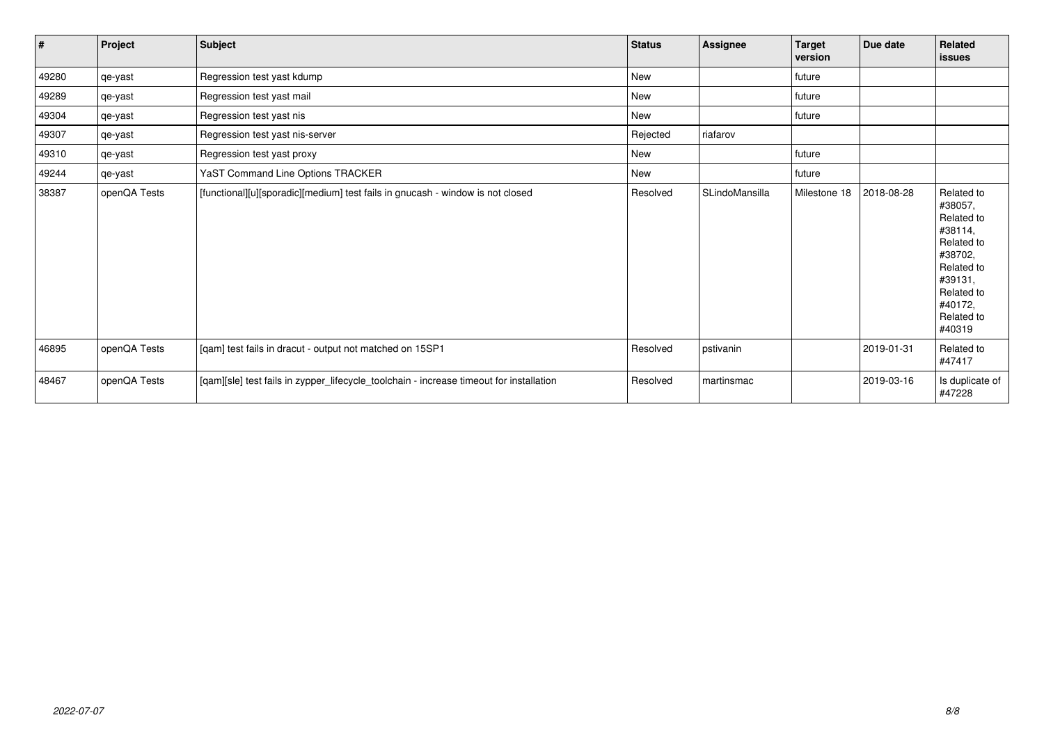| # | Project | Subject | Status | Assignee | Target version | Due date | Related issues |
|---|---|---|---|---|---|---|---|
| 49280 | qe-yast | Regression test yast kdump | New | | future | | |
| 49289 | qe-yast | Regression test yast mail | New | | future | | |
| 49304 | qe-yast | Regression test yast nis | New | | future | | |
| 49307 | qe-yast | Regression test yast nis-server | Rejected | riafarov | | | |
| 49310 | qe-yast | Regression test yast proxy | New | | future | | |
| 49244 | qe-yast | YaST Command Line Options TRACKER | New | | future | | |
| 38387 | openQA Tests | [functional][u][sporadic][medium] test fails in gnucash - window is not closed | Resolved | SLindoMansilla | Milestone 18 | 2018-08-28 | Related to #38057, Related to #38114, Related to #38702, Related to #39131, Related to #40172, Related to #40319 |
| 46895 | openQA Tests | [qam] test fails in dracut - output not matched on 15SP1 | Resolved | pstivanin | | 2019-01-31 | Related to #47417 |
| 48467 | openQA Tests | [qam][sle] test fails in zypper_lifecycle_toolchain - increase timeout for installation | Resolved | martinsmac | | 2019-03-16 | Is duplicate of #47228 |